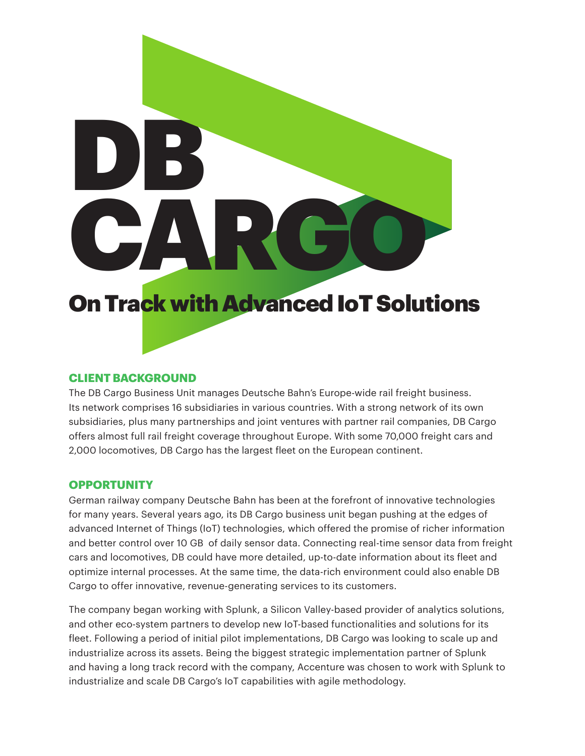# DB CARGO

## On Track with Advanced IoT Solutions

### CLIENT BACKGROUND

The DB Cargo Business Unit manages Deutsche Bahn's Europe-wide rail freight business. Its network comprises 16 subsidiaries in various countries. With a strong network of its own subsidiaries, plus many partnerships and joint ventures with partner rail companies, DB Cargo offers almost full rail freight coverage throughout Europe. With some 70,000 freight cars and 2,000 locomotives, DB Cargo has the largest fleet on the European continent.

### OPPORTUNITY

German railway company Deutsche Bahn has been at the forefront of innovative technologies for many years. Several years ago, its DB Cargo business unit began pushing at the edges of advanced Internet of Things (IoT) technologies, which offered the promise of richer information and better control over 10 GB of daily sensor data. Connecting real-time sensor data from freight cars and locomotives, DB could have more detailed, up-to-date information about its fleet and optimize internal processes. At the same time, the data-rich environment could also enable DB Cargo to offer innovative, revenue-generating services to its customers.

The company began working with Splunk, a Silicon Valley-based provider of analytics solutions, and other eco-system partners to develop new IoT-based functionalities and solutions for its fleet. Following a period of initial pilot implementations, DB Cargo was looking to scale up and industrialize across its assets. Being the biggest strategic implementation partner of Splunk and having a long track record with the company, Accenture was chosen to work with Splunk to industrialize and scale DB Cargo's IoT capabilities with agile methodology.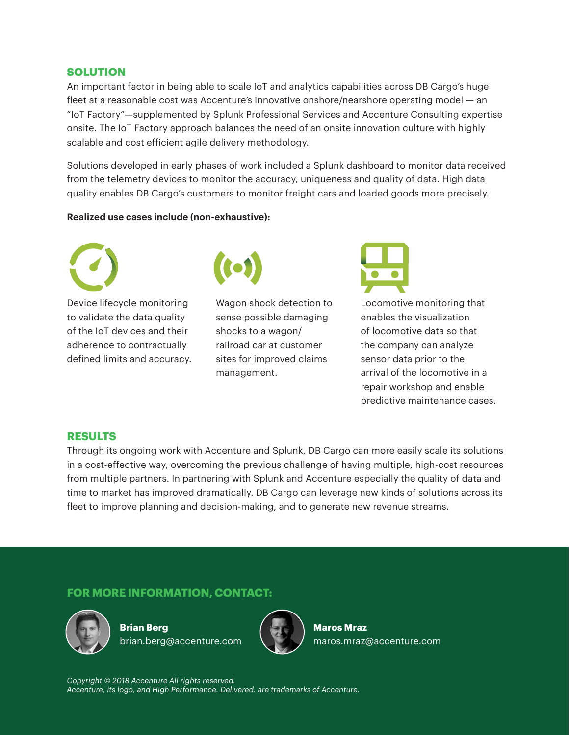## SOLUTION

An important factor in being able to scale IoT and analytics capabilities across DB Cargo's huge fleet at a reasonable cost was Accenture's innovative onshore/nearshore operating model — an "IoT Factory"—supplemented by Splunk Professional Services and Accenture Consulting expertise onsite. The IoT Factory approach balances the need of an onsite innovation culture with highly scalable and cost efficient agile delivery methodology.

Solutions developed in early phases of work included a Splunk dashboard to monitor data received from the telemetry devices to monitor the accuracy, uniqueness and quality of data. High data quality enables DB Cargo's customers to monitor freight cars and loaded goods more precisely.

**Realized use cases include (non-exhaustive):**

Device lifecycle monitoring to validate the data quality of the IoT devices and their adherence to contractually defined limits and accuracy.

Wagon shock detection to sense possible damaging shocks to a wagon/railroad car at customer sites for improved claims management.

Locomotive monitoring that enables the visualization of locomotive data so that the company can analyze sensor data prior to the arrival of the locomotive in a repair workshop and enable predictive maintenance cases.

## RESULTS

Through its ongoing work with Accenture and Splunk, DB Cargo can more easily scale its solutions in a cost-effective way, overcoming the previous challenge of having multiple, high-cost resources from multiple partners. In partnering with Splunk and Accenture especially the quality of data and time to market has improved dramatically. DB Cargo can leverage new kinds of solutions across its fleet to improve planning and decision-making, and to generate new revenue streams.

## FOR MORE INFORMATION, CONTACT:

**Brian Berg**
brian.berg@accenture.com

**Maros Mraz**
maros.mraz@accenture.com

*Copyright © 2018 Accenture All rights reserved.*
*Accenture, its logo, and High Performance. Delivered. are trademarks of Accenture.*